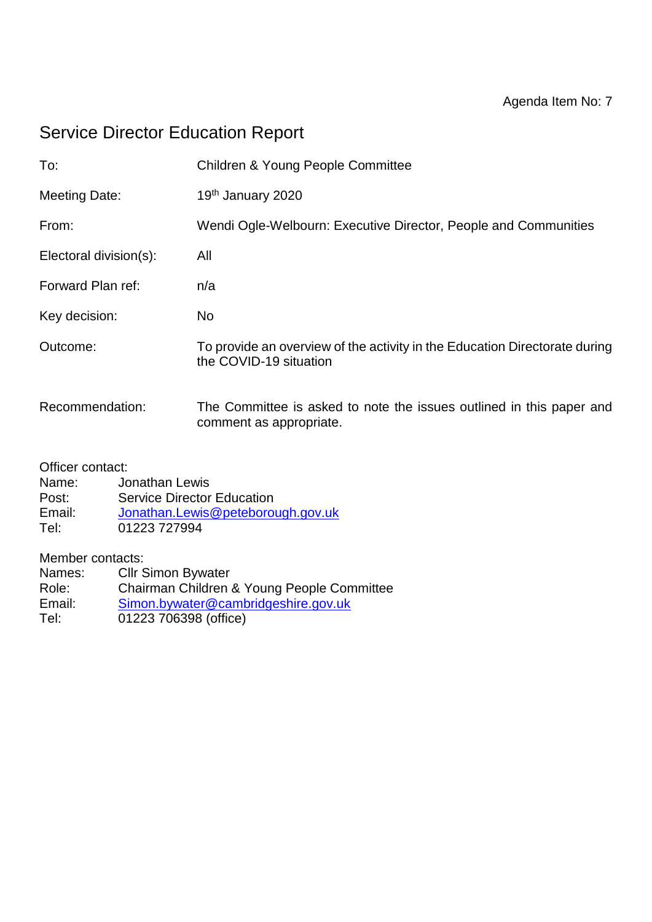Agenda Item No: 7

# Service Director Education Report

| | |
|---|---|
| To: | Children & Young People Committee |
| Meeting Date: | 19th January 2020 |
| From: | Wendi Ogle-Welbourn: Executive Director, People and Communities |
| Electoral division(s): | All |
| Forward Plan ref: | n/a |
| Key decision: | No |
| Outcome: | To provide an overview of the activity in the Education Directorate during the COVID-19 situation |
| Recommendation: | The Committee is asked to note the issues outlined in this paper and comment as appropriate. |

Officer contact:
Name: Jonathan Lewis
Post: Service Director Education
Email: Jonathan.Lewis@peteborough.gov.uk
Tel: 01223 727994

Member contacts:
Names: Cllr Simon Bywater
Role: Chairman Children & Young People Committee
Email: Simon.bywater@cambridgeshire.gov.uk
Tel: 01223 706398 (office)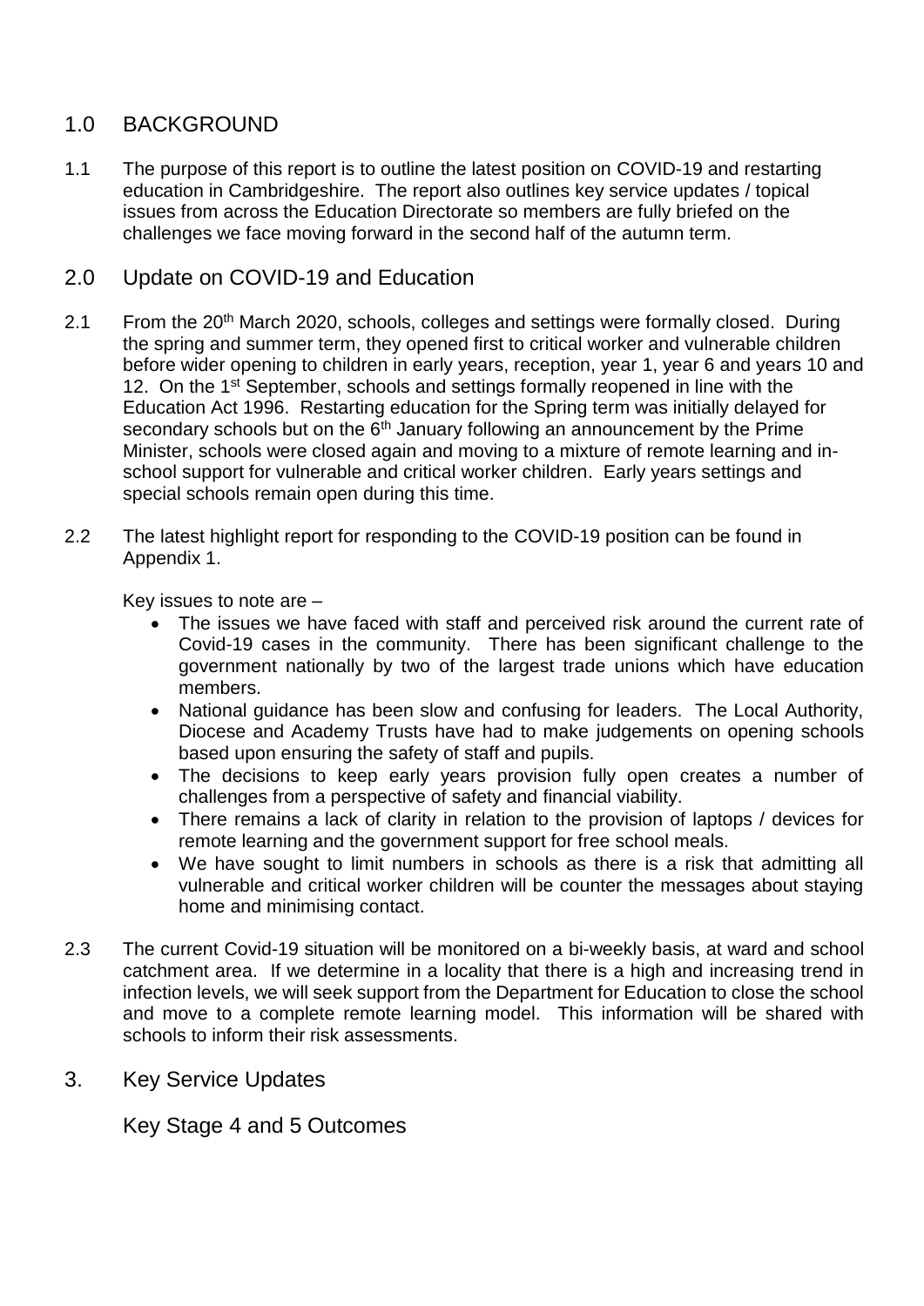## 1.0 BACKGROUND

1.1 The purpose of this report is to outline the latest position on COVID-19 and restarting education in Cambridgeshire. The report also outlines key service updates / topical issues from across the Education Directorate so members are fully briefed on the challenges we face moving forward in the second half of the autumn term.

## 2.0 Update on COVID-19 and Education

2.1 From the 20th March 2020, schools, colleges and settings were formally closed. During the spring and summer term, they opened first to critical worker and vulnerable children before wider opening to children in early years, reception, year 1, year 6 and years 10 and 12. On the 1st September, schools and settings formally reopened in line with the Education Act 1996. Restarting education for the Spring term was initially delayed for secondary schools but on the 6th January following an announcement by the Prime Minister, schools were closed again and moving to a mixture of remote learning and in-school support for vulnerable and critical worker children. Early years settings and special schools remain open during this time.

2.2 The latest highlight report for responding to the COVID-19 position can be found in Appendix 1.

Key issues to note are –

- The issues we have faced with staff and perceived risk around the current rate of Covid-19 cases in the community. There has been significant challenge to the government nationally by two of the largest trade unions which have education members.
- National guidance has been slow and confusing for leaders. The Local Authority, Diocese and Academy Trusts have had to make judgements on opening schools based upon ensuring the safety of staff and pupils.
- The decisions to keep early years provision fully open creates a number of challenges from a perspective of safety and financial viability.
- There remains a lack of clarity in relation to the provision of laptops / devices for remote learning and the government support for free school meals.
- We have sought to limit numbers in schools as there is a risk that admitting all vulnerable and critical worker children will be counter the messages about staying home and minimising contact.

2.3 The current Covid-19 situation will be monitored on a bi-weekly basis, at ward and school catchment area. If we determine in a locality that there is a high and increasing trend in infection levels, we will seek support from the Department for Education to close the school and move to a complete remote learning model. This information will be shared with schools to inform their risk assessments.

## 3. Key Service Updates

### Key Stage 4 and 5 Outcomes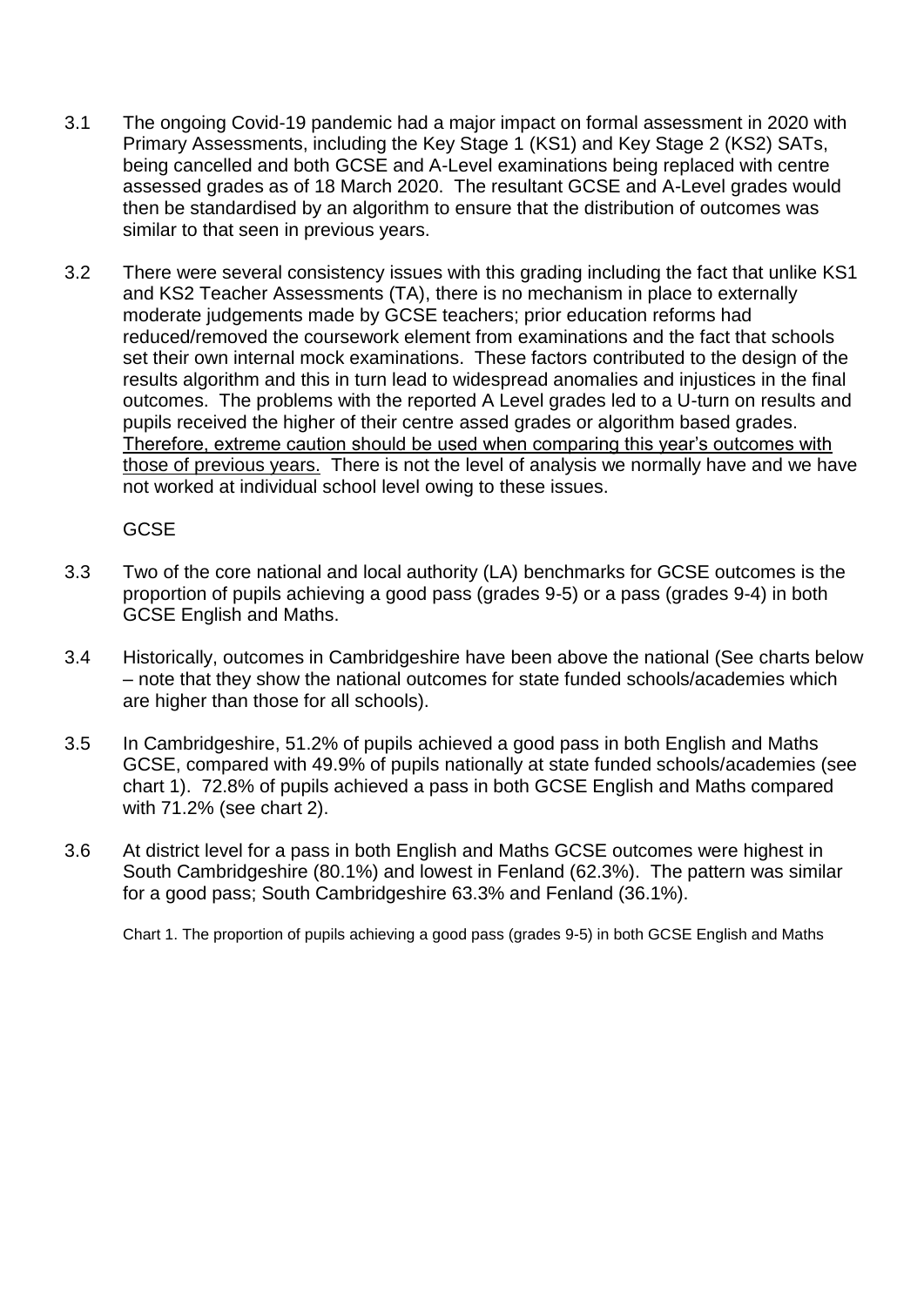3.1 The ongoing Covid-19 pandemic had a major impact on formal assessment in 2020 with Primary Assessments, including the Key Stage 1 (KS1) and Key Stage 2 (KS2) SATs, being cancelled and both GCSE and A-Level examinations being replaced with centre assessed grades as of 18 March 2020. The resultant GCSE and A-Level grades would then be standardised by an algorithm to ensure that the distribution of outcomes was similar to that seen in previous years.

3.2 There were several consistency issues with this grading including the fact that unlike KS1 and KS2 Teacher Assessments (TA), there is no mechanism in place to externally moderate judgements made by GCSE teachers; prior education reforms had reduced/removed the coursework element from examinations and the fact that schools set their own internal mock examinations. These factors contributed to the design of the results algorithm and this in turn lead to widespread anomalies and injustices in the final outcomes. The problems with the reported A Level grades led to a U-turn on results and pupils received the higher of their centre assed grades or algorithm based grades. <u>Therefore, extreme caution should be used when comparing this year's outcomes with those of previous years.</u> There is not the level of analysis we normally have and we have not worked at individual school level owing to these issues.

GCSE

3.3 Two of the core national and local authority (LA) benchmarks for GCSE outcomes is the proportion of pupils achieving a good pass (grades 9-5) or a pass (grades 9-4) in both GCSE English and Maths.

3.4 Historically, outcomes in Cambridgeshire have been above the national (See charts below – note that they show the national outcomes for state funded schools/academies which are higher than those for all schools).

3.5 In Cambridgeshire, 51.2% of pupils achieved a good pass in both English and Maths GCSE, compared with 49.9% of pupils nationally at state funded schools/academies (see chart 1). 72.8% of pupils achieved a pass in both GCSE English and Maths compared with 71.2% (see chart 2).

3.6 At district level for a pass in both English and Maths GCSE outcomes were highest in South Cambridgeshire (80.1%) and lowest in Fenland (62.3%). The pattern was similar for a good pass; South Cambridgeshire 63.3% and Fenland (36.1%).

Chart 1. The proportion of pupils achieving a good pass (grades 9-5) in both GCSE English and Maths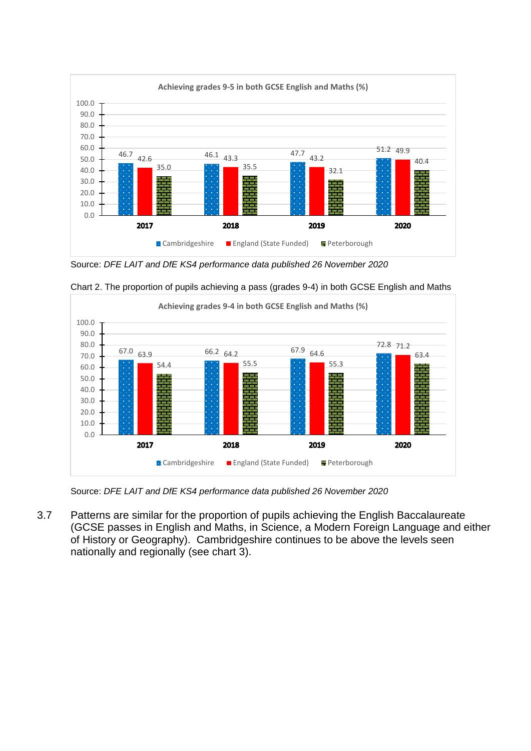**Achieving grades 9-5 in both GCSE English and Maths (%)**

| Year | Cambridgeshire | England (State Funded) | Peterborough |
|---|---|---|---|
| 2017 | 46.7 | 42.6 | 35.0 |
| 2018 | 46.1 | 43.3 | 35.5 |
| 2019 | 47.7 | 43.2 | 32.1 |
| 2020 | 51.2 | 49.9 | 40.4 |

Source: *DFE LAIT and DfE KS4 performance data published 26 November 2020*

Chart 2. The proportion of pupils achieving a pass (grades 9-4) in both GCSE English and Maths

**Achieving grades 9-4 in both GCSE English and Maths (%)**

| Year | Cambridgeshire | England (State Funded) | Peterborough |
|---|---|---|---|
| 2017 | 67.0 | 63.9 | 54.4 |
| 2018 | 66.2 | 64.2 | 55.5 |
| 2019 | 67.9 | 64.6 | 55.3 |
| 2020 | 72.8 | 71.2 | 63.4 |

Source: *DFE LAIT and DfE KS4 performance data published 26 November 2020*

3.7 Patterns are similar for the proportion of pupils achieving the English Baccalaureate (GCSE passes in English and Maths, in Science, a Modern Foreign Language and either of History or Geography). Cambridgeshire continues to be above the levels seen nationally and regionally (see chart 3).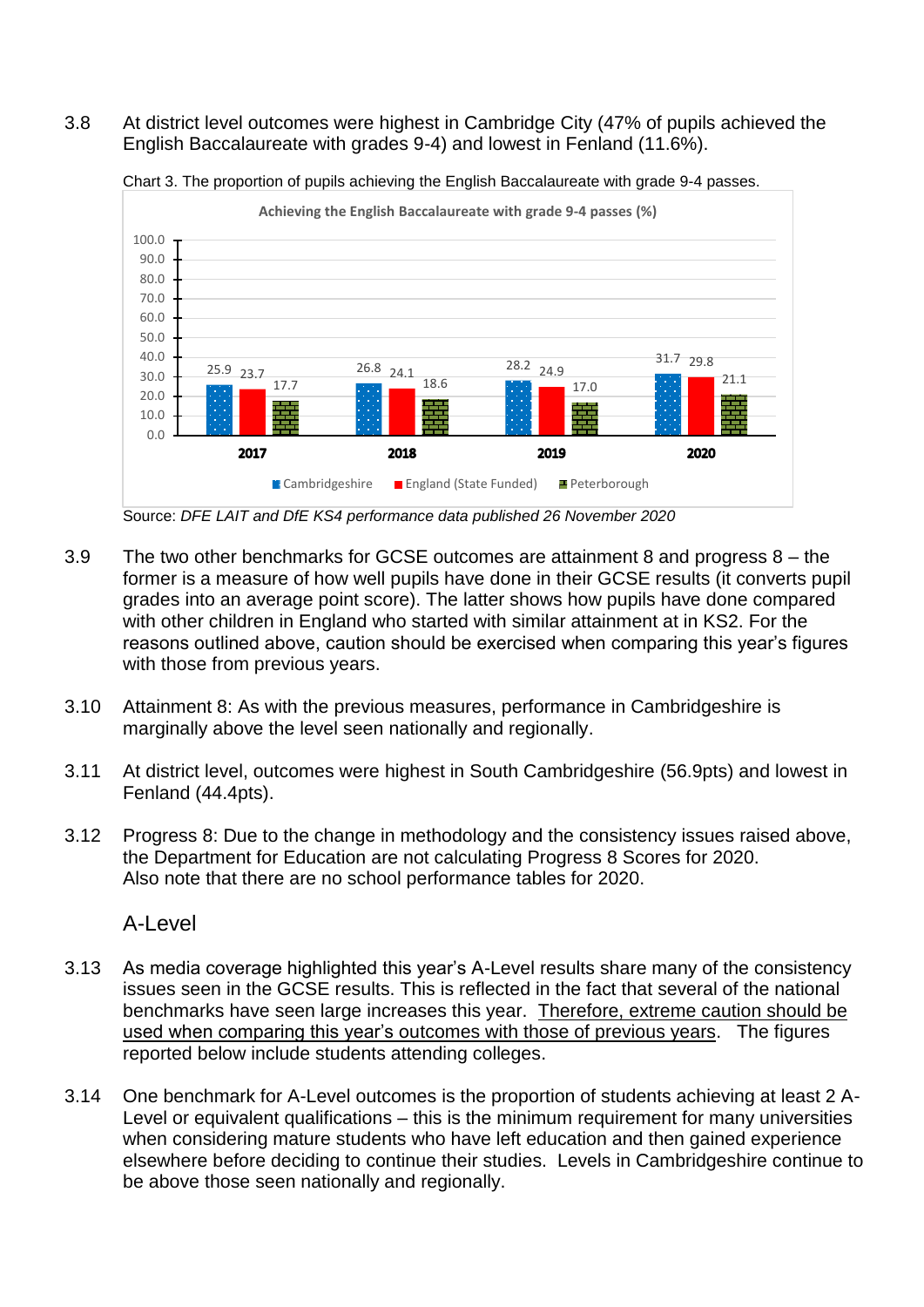3.8 At district level outcomes were highest in Cambridge City (47% of pupils achieved the English Baccalaureate with grades 9-4) and lowest in Fenland (11.6%).

Chart 3. The proportion of pupils achieving the English Baccalaureate with grade 9-4 passes.

**Achieving the English Baccalaureate with grade 9-4 passes (%)**

| | Cambridgeshire | England (State Funded) | Peterborough |
|---|---|---|---|
| 2017 | 25.9 | 23.7 | 17.7 |
| 2018 | 26.8 | 24.1 | 18.6 |
| 2019 | 28.2 | 24.9 | 17.0 |
| 2020 | 31.7 | 29.8 | 21.1 |

Source: *DFE LAIT and DfE KS4 performance data published 26 November 2020*

3.9 The two other benchmarks for GCSE outcomes are attainment 8 and progress 8 – the former is a measure of how well pupils have done in their GCSE results (it converts pupil grades into an average point score). The latter shows how pupils have done compared with other children in England who started with similar attainment at in KS2. For the reasons outlined above, caution should be exercised when comparing this year's figures with those from previous years.

3.10 Attainment 8: As with the previous measures, performance in Cambridgeshire is marginally above the level seen nationally and regionally.

3.11 At district level, outcomes were highest in South Cambridgeshire (56.9pts) and lowest in Fenland (44.4pts).

3.12 Progress 8: Due to the change in methodology and the consistency issues raised above, the Department for Education are not calculating Progress 8 Scores for 2020. Also note that there are no school performance tables for 2020.

## A-Level

3.13 As media coverage highlighted this year's A-Level results share many of the consistency issues seen in the GCSE results. This is reflected in the fact that several of the national benchmarks have seen large increases this year. Therefore, extreme caution should be used when comparing this year's outcomes with those of previous years. The figures reported below include students attending colleges.

3.14 One benchmark for A-Level outcomes is the proportion of students achieving at least 2 A-Level or equivalent qualifications – this is the minimum requirement for many universities when considering mature students who have left education and then gained experience elsewhere before deciding to continue their studies. Levels in Cambridgeshire continue to be above those seen nationally and regionally.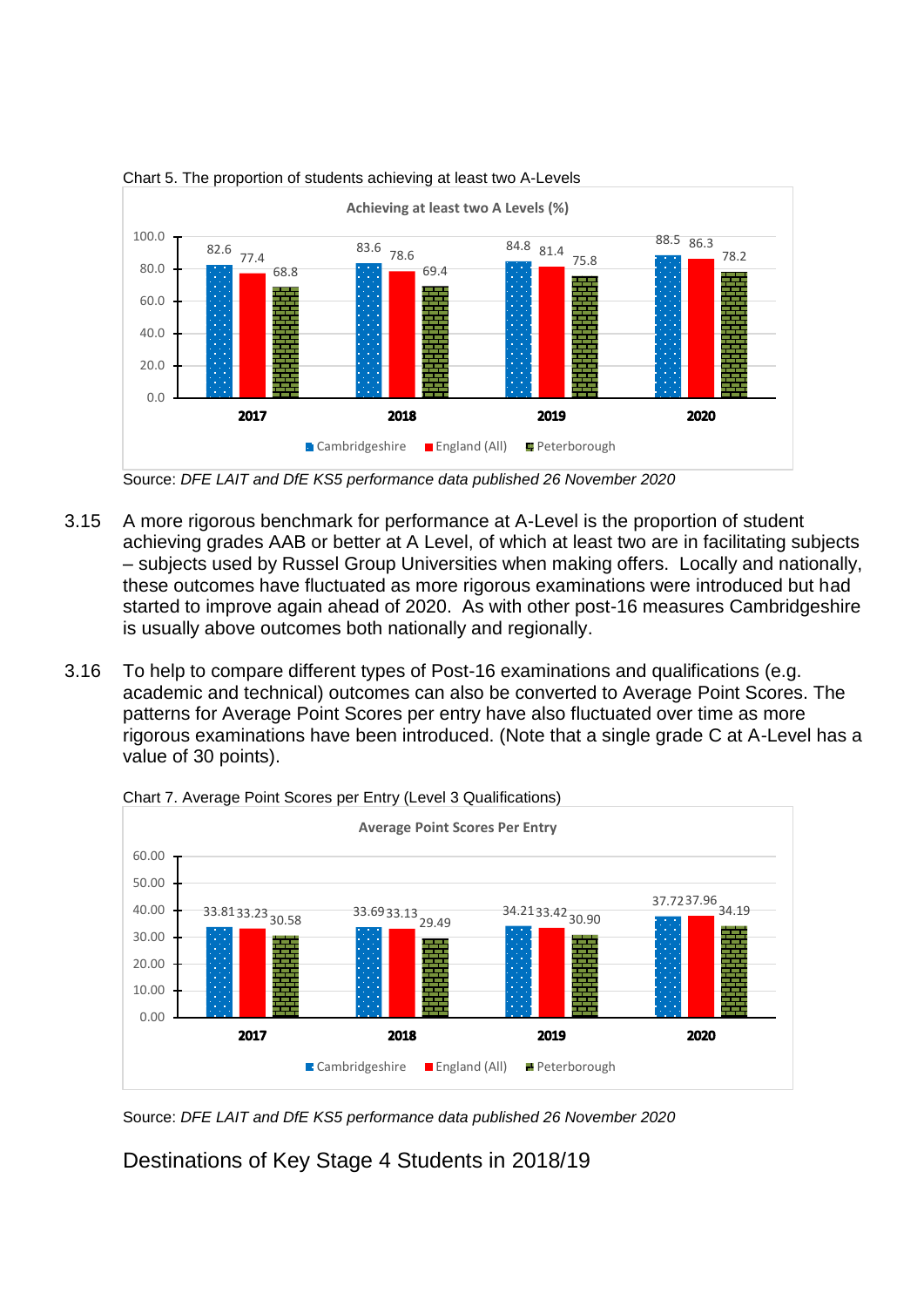Chart 5. The proportion of students achieving at least two A-Levels

**Achieving at least two A Levels (%)**

| | 2017 | 2018 | 2019 | 2020 |
|---|---|---|---|---|
| Cambridgeshire | 82.6 | 83.6 | 84.8 | 88.5 |
| England (All) | 77.4 | 78.6 | 81.4 | 86.3 |
| Peterborough | 68.8 | 69.4 | 75.8 | 78.2 |

Source: *DFE LAIT and DfE KS5 performance data published 26 November 2020*

3.15 A more rigorous benchmark for performance at A-Level is the proportion of student achieving grades AAB or better at A Level, of which at least two are in facilitating subjects – subjects used by Russel Group Universities when making offers. Locally and nationally, these outcomes have fluctuated as more rigorous examinations were introduced but had started to improve again ahead of 2020. As with other post-16 measures Cambridgeshire is usually above outcomes both nationally and regionally.

3.16 To help to compare different types of Post-16 examinations and qualifications (e.g. academic and technical) outcomes can also be converted to Average Point Scores. The patterns for Average Point Scores per entry have also fluctuated over time as more rigorous examinations have been introduced. (Note that a single grade C at A-Level has a value of 30 points).

Chart 7. Average Point Scores per Entry (Level 3 Qualifications)

**Average Point Scores Per Entry**

| | 2017 | 2018 | 2019 | 2020 |
|---|---|---|---|---|
| Cambridgeshire | 33.81 | 33.69 | 34.21 | 37.72 |
| England (All) | 33.23 | 33.13 | 33.42 | 37.96 |
| Peterborough | 30.58 | 29.49 | 30.90 | 34.19 |

Source: *DFE LAIT and DfE KS5 performance data published 26 November 2020*

## Destinations of Key Stage 4 Students in 2018/19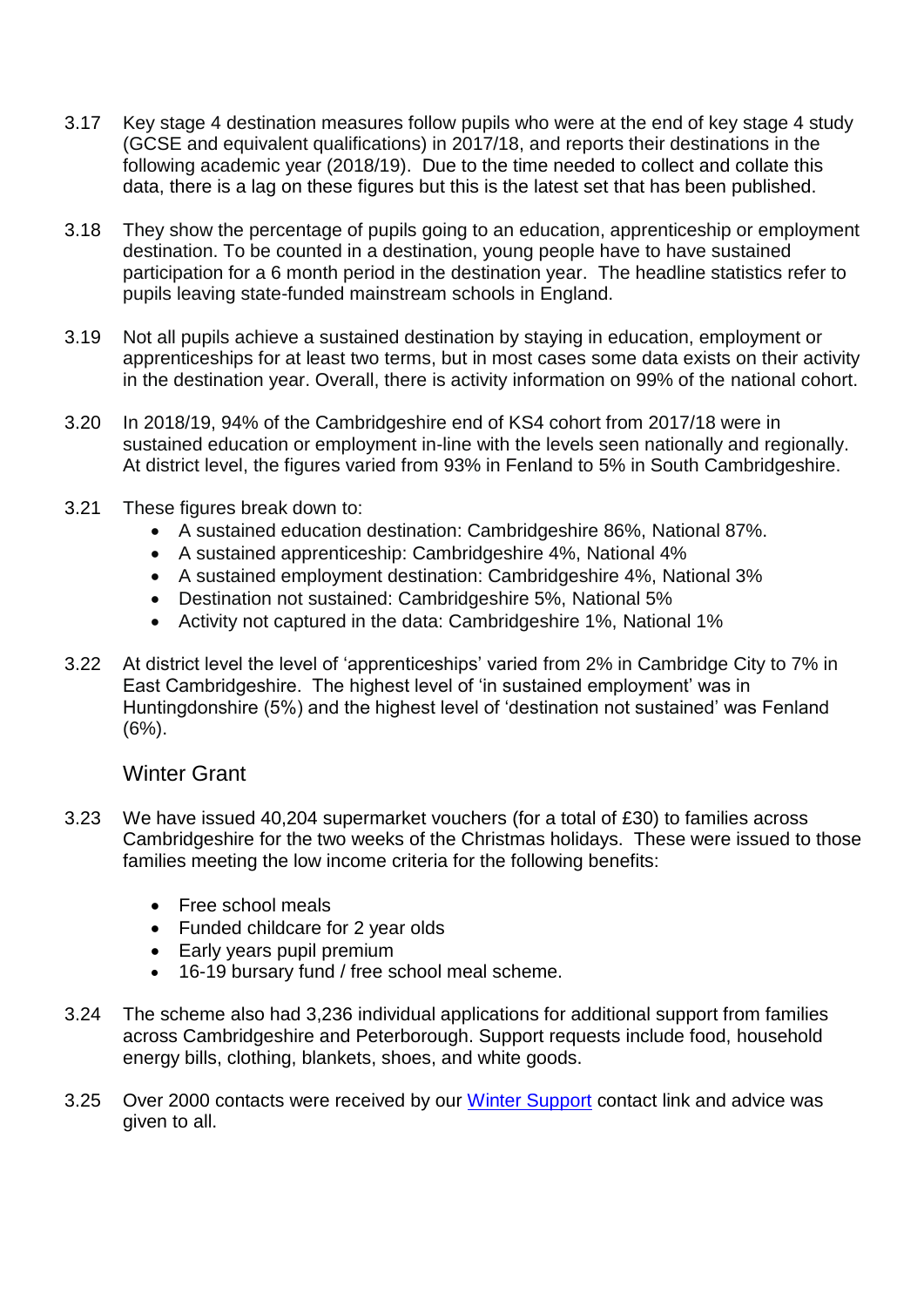3.17 Key stage 4 destination measures follow pupils who were at the end of key stage 4 study (GCSE and equivalent qualifications) in 2017/18, and reports their destinations in the following academic year (2018/19). Due to the time needed to collect and collate this data, there is a lag on these figures but this is the latest set that has been published.

3.18 They show the percentage of pupils going to an education, apprenticeship or employment destination. To be counted in a destination, young people have to have sustained participation for a 6 month period in the destination year. The headline statistics refer to pupils leaving state-funded mainstream schools in England.

3.19 Not all pupils achieve a sustained destination by staying in education, employment or apprenticeships for at least two terms, but in most cases some data exists on their activity in the destination year. Overall, there is activity information on 99% of the national cohort.

3.20 In 2018/19, 94% of the Cambridgeshire end of KS4 cohort from 2017/18 were in sustained education or employment in-line with the levels seen nationally and regionally. At district level, the figures varied from 93% in Fenland to 5% in South Cambridgeshire.

3.21 These figures break down to:

- A sustained education destination: Cambridgeshire 86%, National 87%.
- A sustained apprenticeship: Cambridgeshire 4%, National 4%
- A sustained employment destination: Cambridgeshire 4%, National 3%
- Destination not sustained: Cambridgeshire 5%, National 5%
- Activity not captured in the data: Cambridgeshire 1%, National 1%

3.22 At district level the level of 'apprenticeships' varied from 2% in Cambridge City to 7% in East Cambridgeshire. The highest level of 'in sustained employment' was in Huntingdonshire (5%) and the highest level of 'destination not sustained' was Fenland (6%).

## Winter Grant

3.23 We have issued 40,204 supermarket vouchers (for a total of £30) to families across Cambridgeshire for the two weeks of the Christmas holidays. These were issued to those families meeting the low income criteria for the following benefits:

- Free school meals
- Funded childcare for 2 year olds
- Early years pupil premium
- 16-19 bursary fund / free school meal scheme.

3.24 The scheme also had 3,236 individual applications for additional support from families across Cambridgeshire and Peterborough. Support requests include food, household energy bills, clothing, blankets, shoes, and white goods.

3.25 Over 2000 contacts were received by our [Winter Support] contact link and advice was given to all.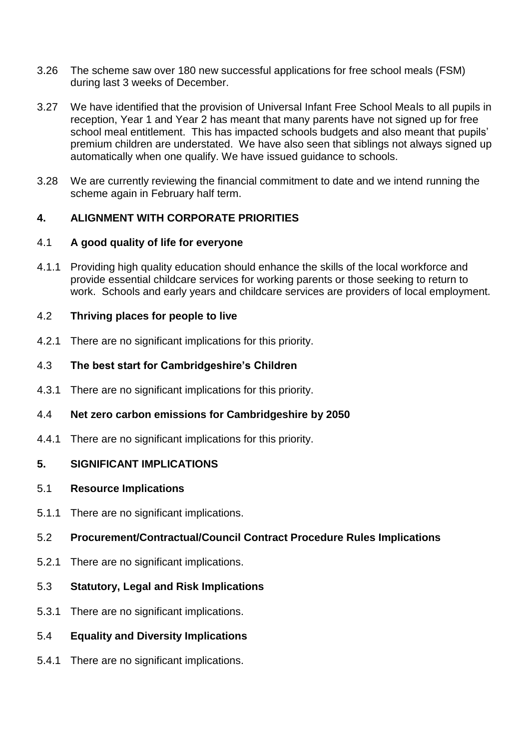3.26 The scheme saw over 180 new successful applications for free school meals (FSM) during last 3 weeks of December.

3.27 We have identified that the provision of Universal Infant Free School Meals to all pupils in reception, Year 1 and Year 2 has meant that many parents have not signed up for free school meal entitlement. This has impacted schools budgets and also meant that pupils' premium children are understated. We have also seen that siblings not always signed up automatically when one qualify. We have issued guidance to schools.

3.28 We are currently reviewing the financial commitment to date and we intend running the scheme again in February half term.

## 4. ALIGNMENT WITH CORPORATE PRIORITIES

### 4.1 A good quality of life for everyone

4.1.1 Providing high quality education should enhance the skills of the local workforce and provide essential childcare services for working parents or those seeking to return to work. Schools and early years and childcare services are providers of local employment.

### 4.2 Thriving places for people to live

4.2.1 There are no significant implications for this priority.

### 4.3 The best start for Cambridgeshire's Children

4.3.1 There are no significant implications for this priority.

### 4.4 Net zero carbon emissions for Cambridgeshire by 2050

4.4.1 There are no significant implications for this priority.

## 5. SIGNIFICANT IMPLICATIONS

### 5.1 Resource Implications

5.1.1 There are no significant implications.

### 5.2 Procurement/Contractual/Council Contract Procedure Rules Implications

5.2.1 There are no significant implications.

### 5.3 Statutory, Legal and Risk Implications

5.3.1 There are no significant implications.

### 5.4 Equality and Diversity Implications

5.4.1 There are no significant implications.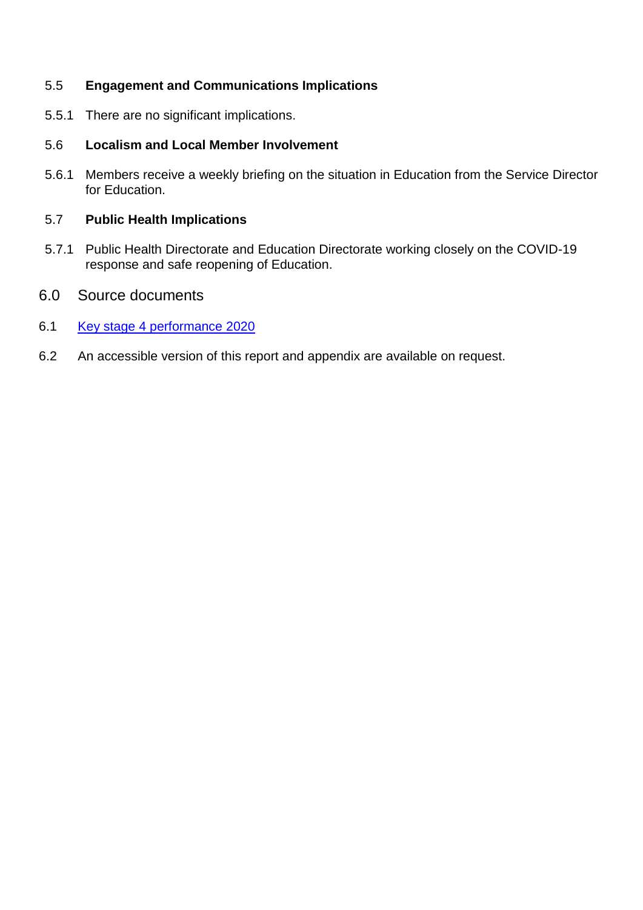5.5 **Engagement and Communications Implications**

5.5.1 There are no significant implications.

5.6 **Localism and Local Member Involvement**

5.6.1 Members receive a weekly briefing on the situation in Education from the Service Director for Education.

5.7 **Public Health Implications**

5.7.1 Public Health Directorate and Education Directorate working closely on the COVID-19 response and safe reopening of Education.

## 6.0 Source documents

6.1 [Key stage 4 performance 2020]

6.2 An accessible version of this report and appendix are available on request.